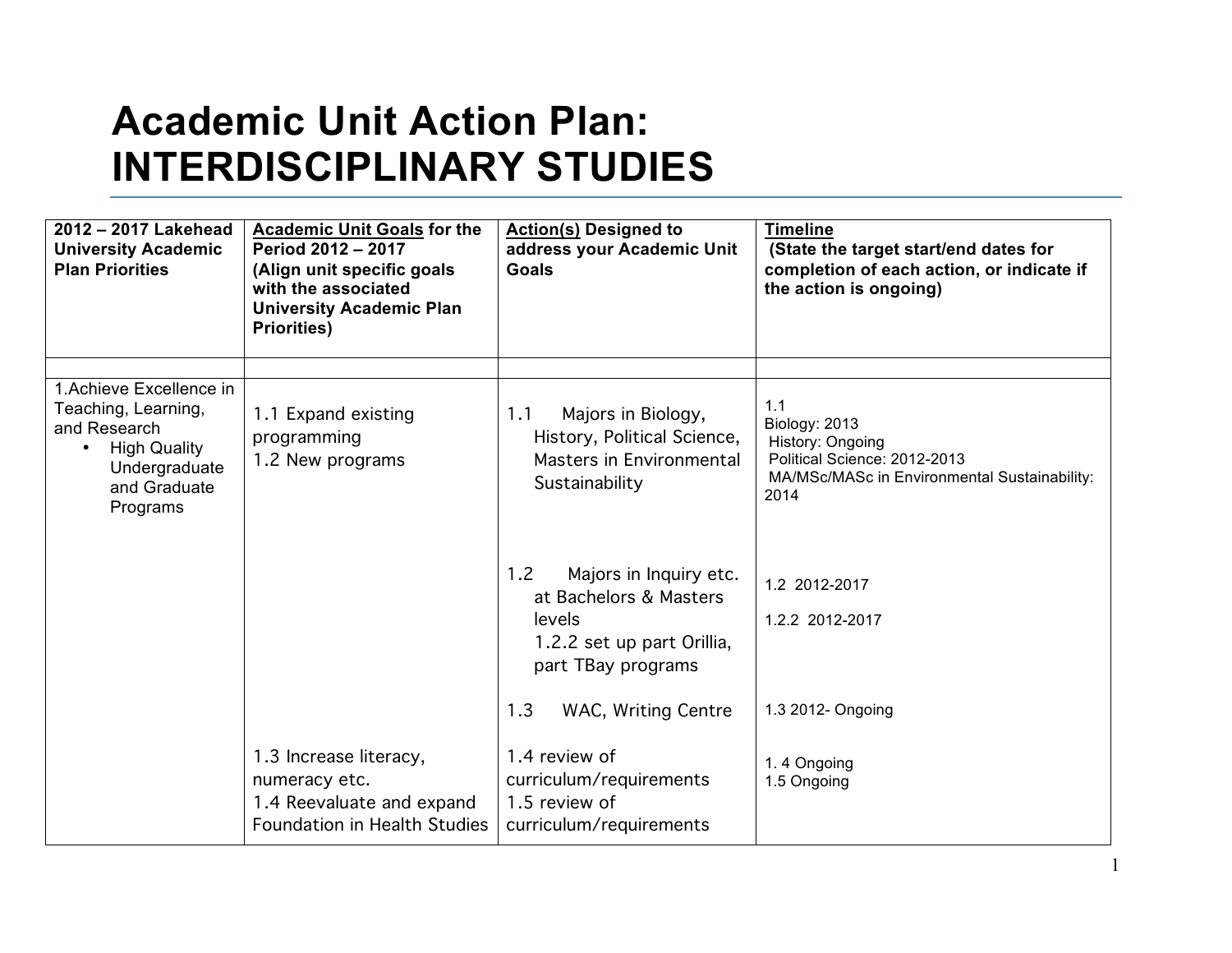# Academic Unit Action Plan: INTERDISCIPLINARY STUDIES

| 2012 – 2017 Lakehead University Academic Plan Priorities | **Academic Unit Goals** for the Period 2012 – 2017 (Align unit specific goals with the associated University Academic Plan Priorities) | **Action(s)** Designed to address your Academic Unit Goals | **Timeline** (State the target start/end dates for completion of each action, or indicate if the action is ongoing) |
|---|---|---|---|
| | | | |
| 1.Achieve Excellence in Teaching, Learning, and Research<br>• High Quality Undergraduate and Graduate Programs | 1.1 Expand existing programming<br>1.2 New programs | 1.1 Majors in Biology, History, Political Science, Masters in Environmental Sustainability | 1.1<br>Biology: 2013<br>History: Ongoing<br>Political Science: 2012-2013<br>MA/MSc/MASc in Environmental Sustainability: 2014 |
| | | 1.2 Majors in Inquiry etc. at Bachelors & Masters levels<br>1.2.2 set up part Orillia, part TBay programs | 1.2 2012-2017<br>1.2.2 2012-2017 |
| | | 1.3 WAC, Writing Centre | 1.3 2012- Ongoing |
| | 1.3 Increase literacy, numeracy etc.<br>1.4 Reevaluate and expand Foundation in Health Studies | 1.4 review of curriculum/requirements<br>1.5 review of curriculum/requirements | 1. 4 Ongoing<br>1.5 Ongoing |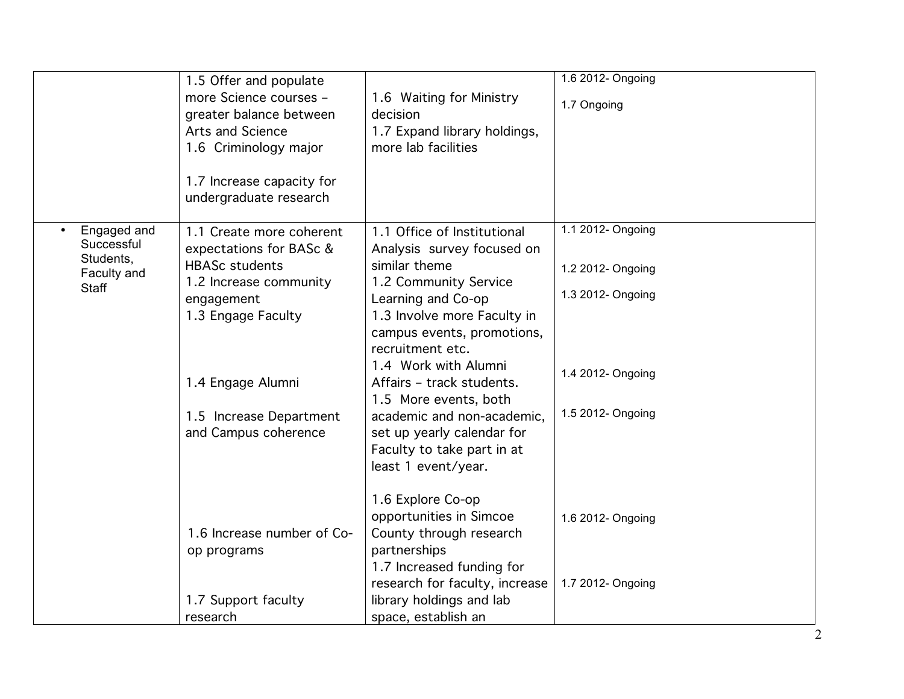| | | | |
|---|---|---|---|
| | 1.5 Offer and populate more Science courses – greater balance between Arts and Science<br>1.6 Criminology major<br><br>1.7 Increase capacity for undergraduate research | 1.6 Waiting for Ministry decision<br>1.7 Expand library holdings, more lab facilities | 1.6 2012- Ongoing<br><br>1.7 Ongoing |
| • Engaged and Successful Students, Faculty and Staff | 1.1 Create more coherent expectations for BASc & HBASc students<br>1.2 Increase community engagement<br>1.3 Engage Faculty<br><br><br>1.4 Engage Alumni<br><br>1.5 Increase Department and Campus coherence<br><br><br><br><br>1.6 Increase number of Co-op programs<br><br><br>1.7 Support faculty research | 1.1 Office of Institutional Analysis survey focused on similar theme<br>1.2 Community Service Learning and Co-op<br>1.3 Involve more Faculty in campus events, promotions, recruitment etc.<br>1.4 Work with Alumni Affairs – track students.<br>1.5 More events, both academic and non-academic, set up yearly calendar for Faculty to take part in at least 1 event/year.<br><br>1.6 Explore Co-op opportunities in Simcoe County through research partnerships<br>1.7 Increased funding for research for faculty, increase library holdings and lab space, establish an | 1.1 2012- Ongoing<br><br>1.2 2012- Ongoing<br><br>1.3 2012- Ongoing<br><br><br><br>1.4 2012- Ongoing<br><br>1.5 2012- Ongoing<br><br><br><br><br>1.6 2012- Ongoing<br><br><br>1.7 2012- Ongoing |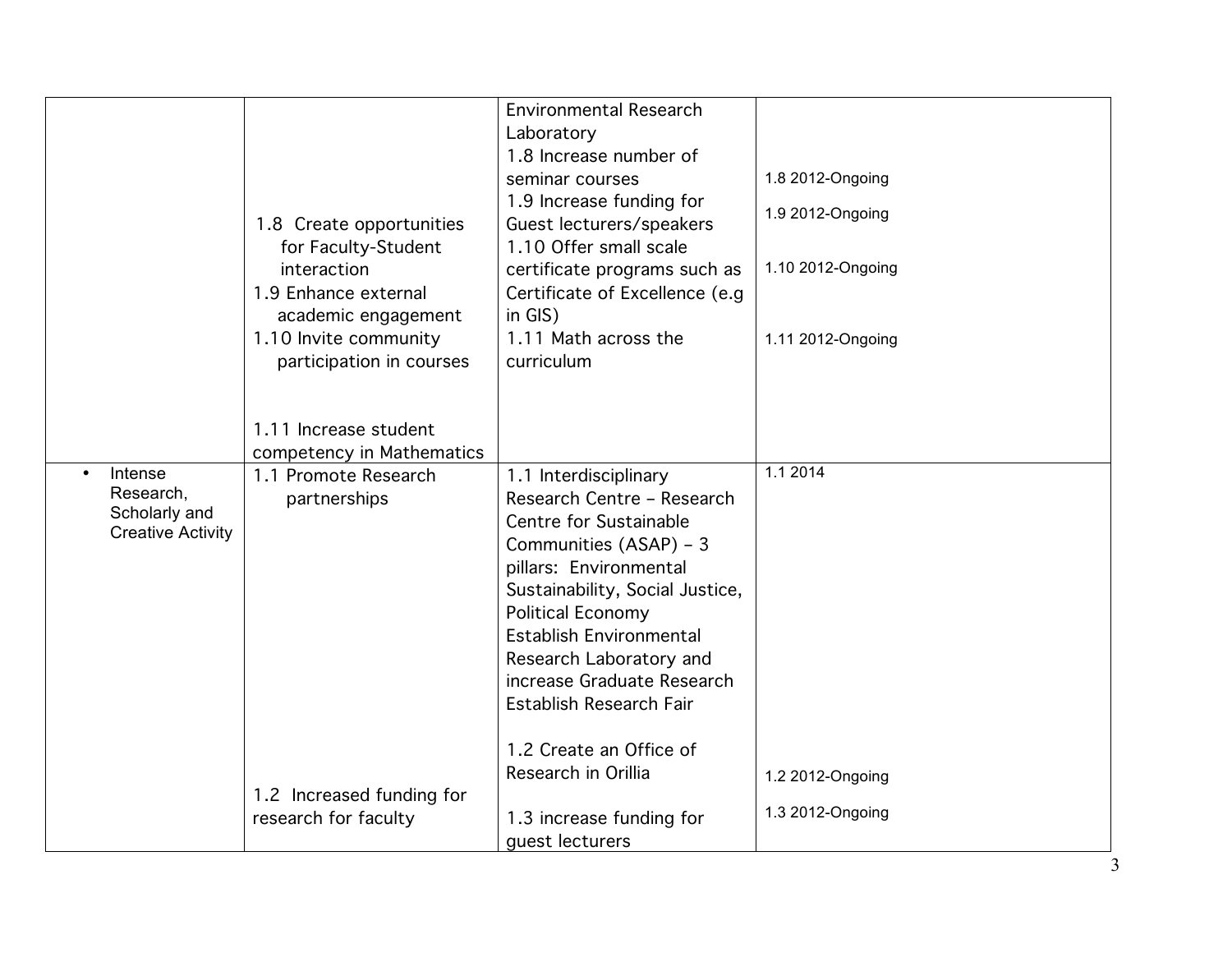| | | | |
|---|---|---|---|
| | 1.8 Create opportunities for Faculty-Student interaction<br>1.9 Enhance external academic engagement<br>1.10 Invite community participation in courses<br><br>1.11 Increase student competency in Mathematics | Environmental Research Laboratory<br>1.8 Increase number of seminar courses<br>1.9 Increase funding for Guest lecturers/speakers<br>1.10 Offer small scale certificate programs such as Certificate of Excellence (e.g in GIS)<br>1.11 Math across the curriculum | 1.8 2012-Ongoing<br>1.9 2012-Ongoing<br>1.10 2012-Ongoing<br>1.11 2012-Ongoing |
| • Intense Research, Scholarly and Creative Activity | 1.1 Promote Research partnerships<br><br>1.2 Increased funding for research for faculty | 1.1 Interdisciplinary Research Centre – Research Centre for Sustainable Communities (ASAP) – 3 pillars: Environmental Sustainability, Social Justice, Political Economy<br>Establish Environmental Research Laboratory and increase Graduate Research<br>Establish Research Fair<br><br>1.2 Create an Office of Research in Orillia<br><br>1.3 increase funding for guest lecturers | 1.1 2014<br><br>1.2 2012-Ongoing<br>1.3 2012-Ongoing |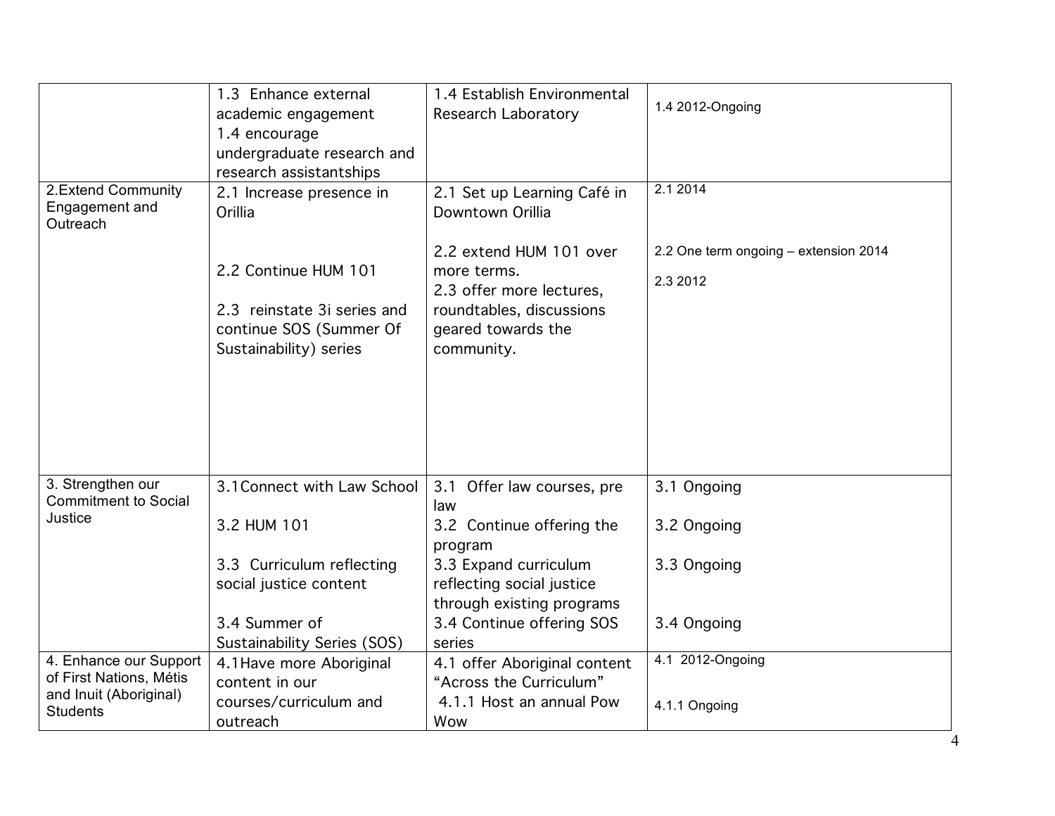| | | | |
|---|---|---|---|
| | 1.3 Enhance external academic engagement<br>1.4 encourage undergraduate research and research assistantships | 1.4 Establish Environmental Research Laboratory | 1.4 2012-Ongoing |
| 2.Extend Community Engagement and Outreach | 2.1 Increase presence in Orillia<br><br>2.2 Continue HUM 101<br><br>2.3 reinstate 3i series and continue SOS (Summer Of Sustainability) series | 2.1 Set up Learning Café in Downtown Orillia<br><br>2.2 extend HUM 101 over more terms.<br>2.3 offer more lectures, roundtables, discussions geared towards the community. | 2.1 2014<br><br>2.2 One term ongoing – extension 2014<br>2.3 2012 |
| 3. Strengthen our Commitment to Social Justice | 3.1Connect with Law School<br><br>3.2 HUM 101<br><br>3.3 Curriculum reflecting social justice content<br><br>3.4 Summer of Sustainability Series (SOS) | 3.1 Offer law courses, pre law<br>3.2 Continue offering the program<br>3.3 Expand curriculum reflecting social justice through existing programs<br>3.4 Continue offering SOS series | 3.1 Ongoing<br><br>3.2 Ongoing<br><br>3.3 Ongoing<br><br>3.4 Ongoing |
| 4. Enhance our Support of First Nations, Métis and Inuit (Aboriginal) Students | 4.1Have more Aboriginal content in our courses/curriculum and outreach | 4.1 offer Aboriginal content "Across the Curriculum"<br>4.1.1 Host an annual Pow Wow | 4.1 2012-Ongoing<br><br>4.1.1 Ongoing |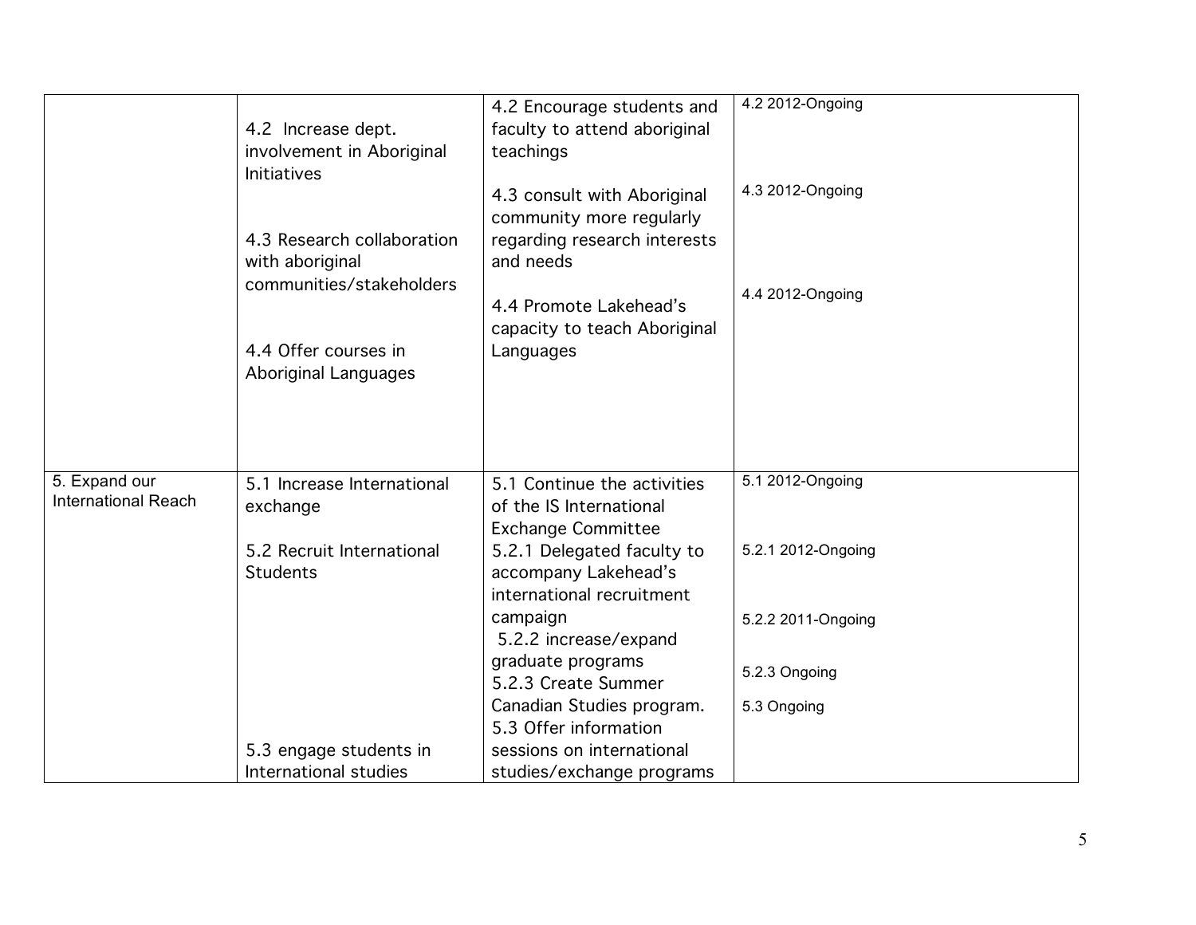| | | | |
|---|---|---|---|
| | 4.2 Increase dept. involvement in Aboriginal Initiatives<br><br>4.3 Research collaboration with aboriginal communities/stakeholders<br><br>4.4 Offer courses in Aboriginal Languages | 4.2 Encourage students and faculty to attend aboriginal teachings<br><br>4.3 consult with Aboriginal community more regularly regarding research interests and needs<br><br>4.4 Promote Lakehead's capacity to teach Aboriginal Languages | 4.2 2012-Ongoing<br><br>4.3 2012-Ongoing<br><br>4.4 2012-Ongoing |
| 5. Expand our International Reach | 5.1 Increase International exchange<br><br>5.2 Recruit International Students<br><br>5.3 engage students in International studies | 5.1 Continue the activities of the IS International Exchange Committee<br>5.2.1 Delegated faculty to accompany Lakehead's international recruitment campaign<br>5.2.2 increase/expand graduate programs<br>5.2.3 Create Summer Canadian Studies program.<br>5.3 Offer information sessions on international studies/exchange programs | 5.1 2012-Ongoing<br><br>5.2.1 2012-Ongoing<br><br>5.2.2 2011-Ongoing<br><br>5.2.3 Ongoing<br><br>5.3 Ongoing |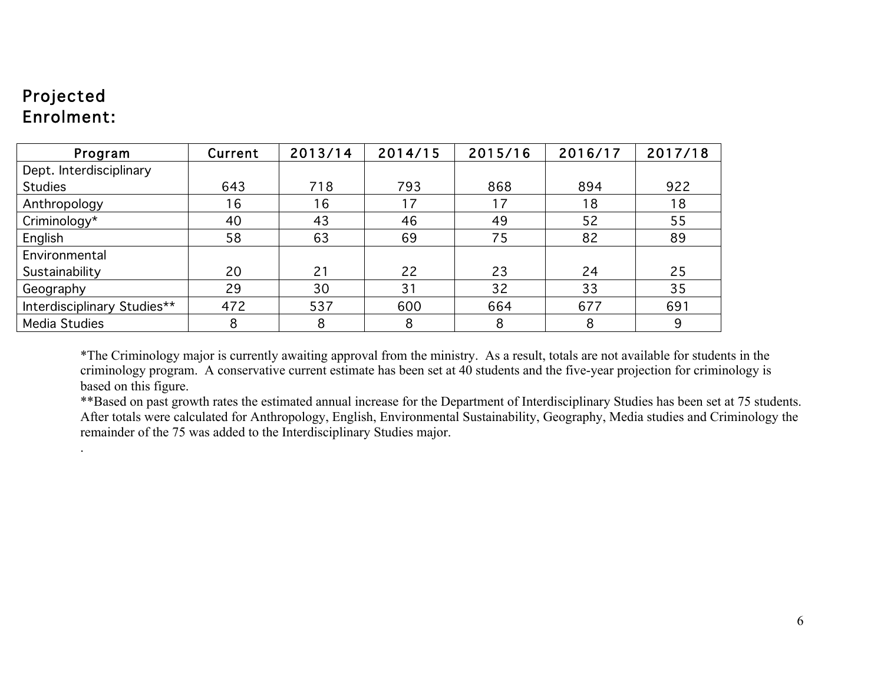## Projected Enrolment:

| Program | Current | 2013/14 | 2014/15 | 2015/16 | 2016/17 | 2017/18 |
|---|---|---|---|---|---|---|
| Dept. Interdisciplinary Studies | 643 | 718 | 793 | 868 | 894 | 922 |
| Anthropology | 16 | 16 | 17 | 17 | 18 | 18 |
| Criminology* | 40 | 43 | 46 | 49 | 52 | 55 |
| English | 58 | 63 | 69 | 75 | 82 | 89 |
| Environmental Sustainability | 20 | 21 | 22 | 23 | 24 | 25 |
| Geography | 29 | 30 | 31 | 32 | 33 | 35 |
| Interdisciplinary Studies** | 472 | 537 | 600 | 664 | 677 | 691 |
| Media Studies | 8 | 8 | 8 | 8 | 8 | 9 |

*The Criminology major is currently awaiting approval from the ministry. As a result, totals are not available for students in the criminology program. A conservative current estimate has been set at 40 students and the five-year projection for criminology is based on this figure.

**Based on past growth rates the estimated annual increase for the Department of Interdisciplinary Studies has been set at 75 students. After totals were calculated for Anthropology, English, Environmental Sustainability, Geography, Media studies and Criminology the remainder of the 75 was added to the Interdisciplinary Studies major.